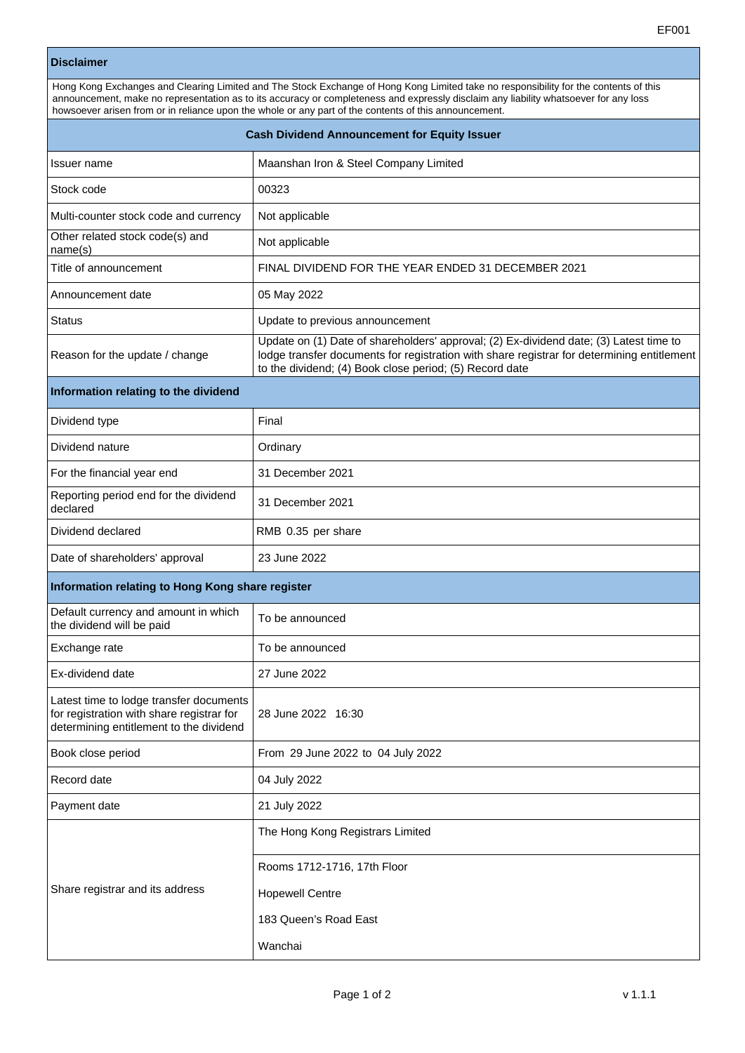## Disclaimer

Hong Kong Exchanges and Clearing Limited and The Stock Exchange of Hong Kong Limited take no responsibility for the contents of this announcement, make no representation as to its accuracy or completeness and expressly disclaim any liability whatsoever for any loss howsoever arisen from or in reliance upon the whole or any part of the contents of this announcement.

## Cash Dividend Announcement for Equity Issuer

| | |
|---|---|
| Issuer name | Maanshan Iron & Steel Company Limited |
| Stock code | 00323 |
| Multi-counter stock code and currency | Not applicable |
| Other related stock code(s) and name(s) | Not applicable |
| Title of announcement | FINAL DIVIDEND FOR THE YEAR ENDED 31 DECEMBER 2021 |
| Announcement date | 05 May 2022 |
| Status | Update to previous announcement |
| Reason for the update / change | Update on (1) Date of shareholders' approval; (2) Ex-dividend date; (3) Latest time to lodge transfer documents for registration with share registrar for determining entitlement to the dividend; (4) Book close period; (5) Record date |

### Information relating to the dividend

| | |
|---|---|
| Dividend type | Final |
| Dividend nature | Ordinary |
| For the financial year end | 31 December 2021 |
| Reporting period end for the dividend declared | 31 December 2021 |
| Dividend declared | RMB 0.35 per share |
| Date of shareholders' approval | 23 June 2022 |

### Information relating to Hong Kong share register

| | |
|---|---|
| Default currency and amount in which the dividend will be paid | To be announced |
| Exchange rate | To be announced |
| Ex-dividend date | 27 June 2022 |
| Latest time to lodge transfer documents for registration with share registrar for determining entitlement to the dividend | 28 June 2022 16:30 |
| Book close period | From 29 June 2022 to 04 July 2022 |
| Record date | 04 July 2022 |
| Payment date | 21 July 2022 |
| Share registrar and its address | The Hong Kong Registrars Limited<br>Rooms 1712-1716, 17th Floor<br>Hopewell Centre<br>183 Queen's Road East<br>Wanchai |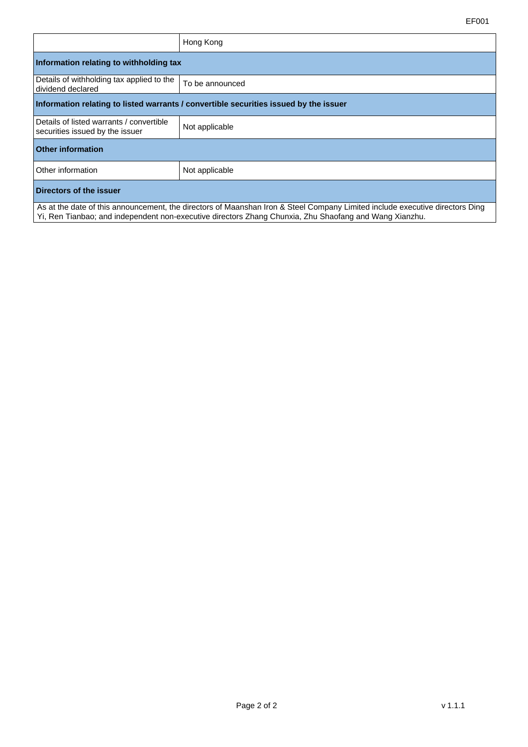| | |
|---|---|
| | Hong Kong |

**Information relating to withholding tax**

| | |
|---|---|
| Details of withholding tax applied to the dividend declared | To be announced |

**Information relating to listed warrants / convertible securities issued by the issuer**

| | |
|---|---|
| Details of listed warrants / convertible securities issued by the issuer | Not applicable |

**Other information**

| | |
|---|---|
| Other information | Not applicable |

**Directors of the issuer**

As at the date of this announcement, the directors of Maanshan Iron & Steel Company Limited include executive directors Ding Yi, Ren Tianbao; and independent non-executive directors Zhang Chunxia, Zhu Shaofang and Wang Xianzhu.